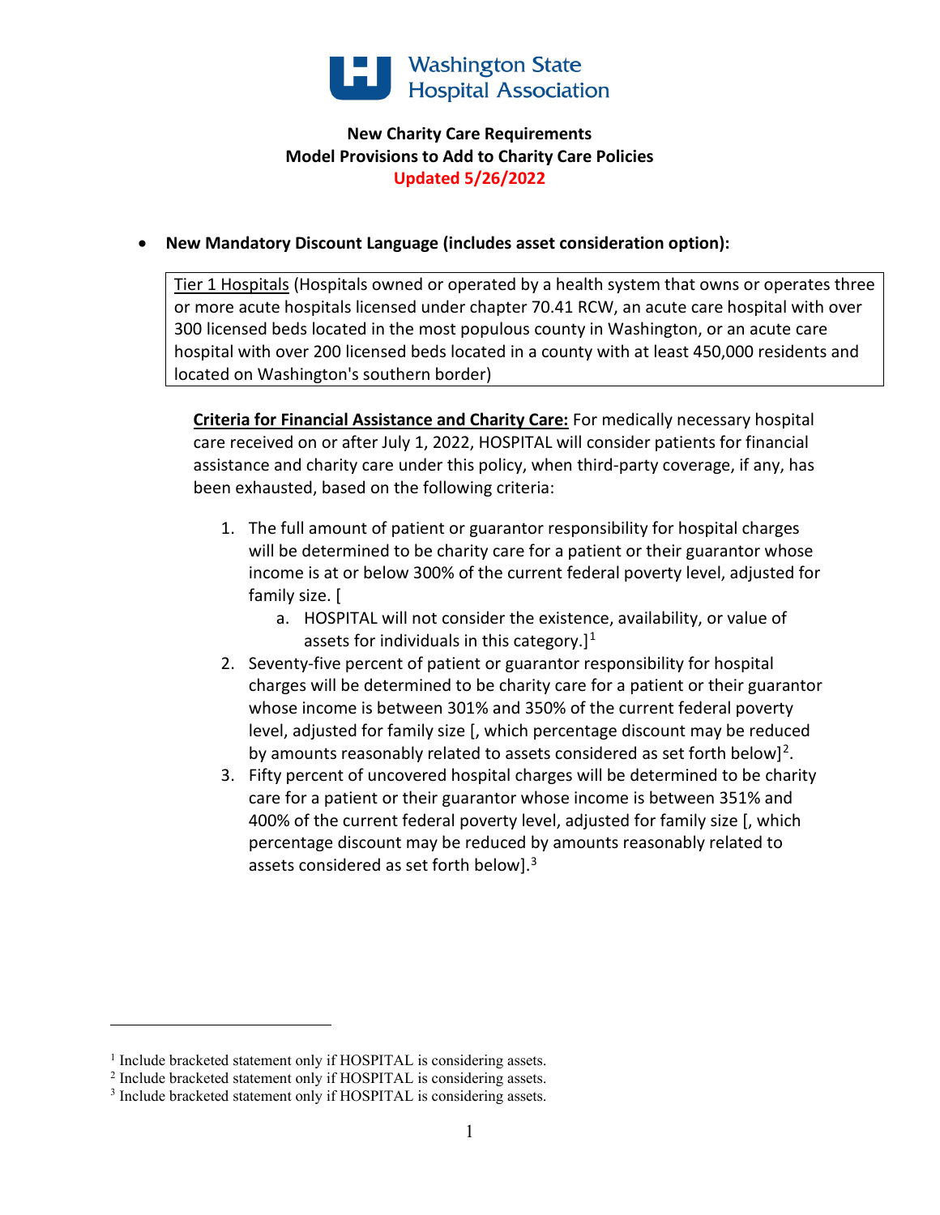Washington State Hospital Association

**New Charity Care Requirements**
**Model Provisions to Add to Charity Care Policies**
**Updated 5/26/2022**

- **New Mandatory Discount Language (includes asset consideration option):**

> Tier 1 Hospitals (Hospitals owned or operated by a health system that owns or operates three or more acute hospitals licensed under chapter 70.41 RCW, an acute care hospital with over 300 licensed beds located in the most populous county in Washington, or an acute care hospital with over 200 licensed beds located in a county with at least 450,000 residents and located on Washington's southern border)

**Criteria for Financial Assistance and Charity Care:** For medically necessary hospital care received on or after July 1, 2022, HOSPITAL will consider patients for financial assistance and charity care under this policy, when third-party coverage, if any, has been exhausted, based on the following criteria:

1. The full amount of patient or guarantor responsibility for hospital charges will be determined to be charity care for a patient or their guarantor whose income is at or below 300% of the current federal poverty level, adjusted for family size. [
   a. HOSPITAL will not consider the existence, availability, or value of assets for individuals in this category.][1]
2. Seventy-five percent of patient or guarantor responsibility for hospital charges will be determined to be charity care for a patient or their guarantor whose income is between 301% and 350% of the current federal poverty level, adjusted for family size [, which percentage discount may be reduced by amounts reasonably related to assets considered as set forth below][2].
3. Fifty percent of uncovered hospital charges will be determined to be charity care for a patient or their guarantor whose income is between 351% and 400% of the current federal poverty level, adjusted for family size [, which percentage discount may be reduced by amounts reasonably related to assets considered as set forth below].[3]

---

[1] Include bracketed statement only if HOSPITAL is considering assets.
[2] Include bracketed statement only if HOSPITAL is considering assets.
[3] Include bracketed statement only if HOSPITAL is considering assets.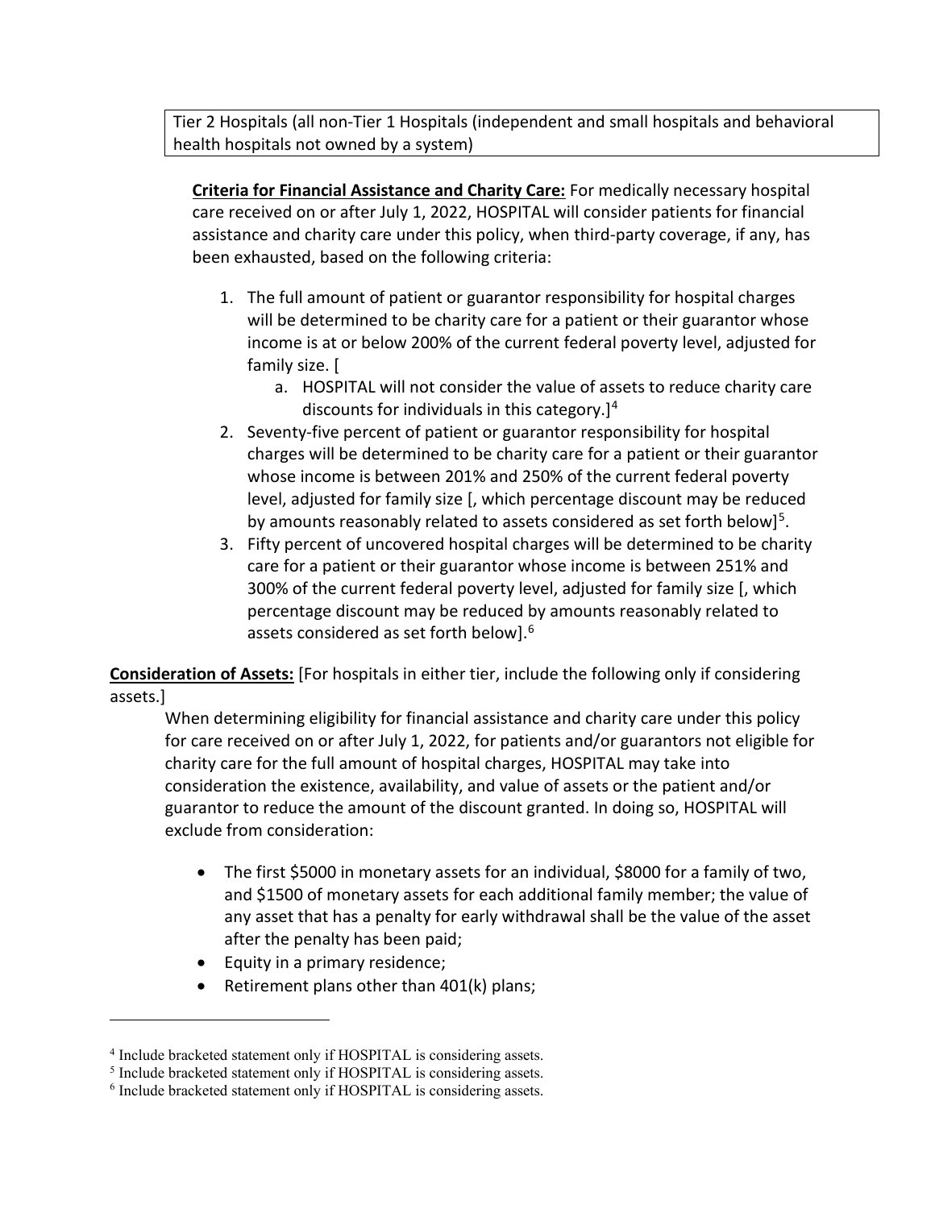Tier 2 Hospitals (all non-Tier 1 Hospitals (independent and small hospitals and behavioral health hospitals not owned by a system)

**Criteria for Financial Assistance and Charity Care:** For medically necessary hospital care received on or after July 1, 2022, HOSPITAL will consider patients for financial assistance and charity care under this policy, when third-party coverage, if any, has been exhausted, based on the following criteria:

1. The full amount of patient or guarantor responsibility for hospital charges will be determined to be charity care for a patient or their guarantor whose income is at or below 200% of the current federal poverty level, adjusted for family size. [
   a. HOSPITAL will not consider the value of assets to reduce charity care discounts for individuals in this category.][4]
2. Seventy-five percent of patient or guarantor responsibility for hospital charges will be determined to be charity care for a patient or their guarantor whose income is between 201% and 250% of the current federal poverty level, adjusted for family size [, which percentage discount may be reduced by amounts reasonably related to assets considered as set forth below][5].
3. Fifty percent of uncovered hospital charges will be determined to be charity care for a patient or their guarantor whose income is between 251% and 300% of the current federal poverty level, adjusted for family size [, which percentage discount may be reduced by amounts reasonably related to assets considered as set forth below].[6]

**Consideration of Assets:** [For hospitals in either tier, include the following only if considering assets.]

When determining eligibility for financial assistance and charity care under this policy for care received on or after July 1, 2022, for patients and/or guarantors not eligible for charity care for the full amount of hospital charges, HOSPITAL may take into consideration the existence, availability, and value of assets or the patient and/or guarantor to reduce the amount of the discount granted. In doing so, HOSPITAL will exclude from consideration:

- The first $5000 in monetary assets for an individual, $8000 for a family of two, and $1500 of monetary assets for each additional family member; the value of any asset that has a penalty for early withdrawal shall be the value of the asset after the penalty has been paid;
- Equity in a primary residence;
- Retirement plans other than 401(k) plans;

---

[4] Include bracketed statement only if HOSPITAL is considering assets.
[5] Include bracketed statement only if HOSPITAL is considering assets.
[6] Include bracketed statement only if HOSPITAL is considering assets.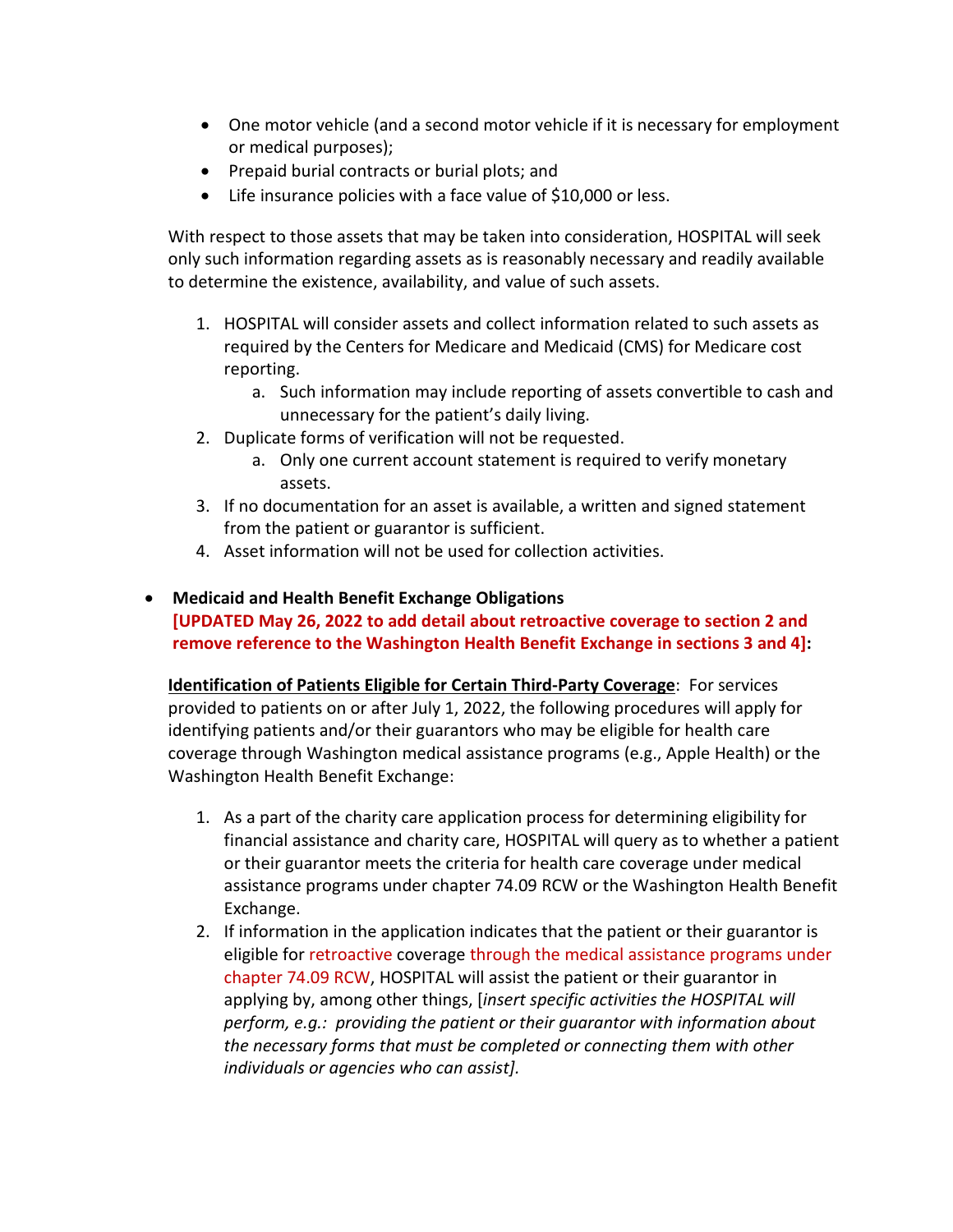- One motor vehicle (and a second motor vehicle if it is necessary for employment or medical purposes);
- Prepaid burial contracts or burial plots; and
- Life insurance policies with a face value of $10,000 or less.

With respect to those assets that may be taken into consideration, HOSPITAL will seek only such information regarding assets as is reasonably necessary and readily available to determine the existence, availability, and value of such assets.

1. HOSPITAL will consider assets and collect information related to such assets as required by the Centers for Medicare and Medicaid (CMS) for Medicare cost reporting.
   a. Such information may include reporting of assets convertible to cash and unnecessary for the patient's daily living.
2. Duplicate forms of verification will not be requested.
   a. Only one current account statement is required to verify monetary assets.
3. If no documentation for an asset is available, a written and signed statement from the patient or guarantor is sufficient.
4. Asset information will not be used for collection activities.

- **Medicaid and Health Benefit Exchange Obligations**
  **[UPDATED May 26, 2022 to add detail about retroactive coverage to section 2 and remove reference to the Washington Health Benefit Exchange in sections 3 and 4]:**

  **Identification of Patients Eligible for Certain Third-Party Coverage**: For services provided to patients on or after July 1, 2022, the following procedures will apply for identifying patients and/or their guarantors who may be eligible for health care coverage through Washington medical assistance programs (e.g., Apple Health) or the Washington Health Benefit Exchange:

  1. As a part of the charity care application process for determining eligibility for financial assistance and charity care, HOSPITAL will query as to whether a patient or their guarantor meets the criteria for health care coverage under medical assistance programs under chapter 74.09 RCW or the Washington Health Benefit Exchange.
  2. If information in the application indicates that the patient or their guarantor is eligible for retroactive coverage through the medical assistance programs under chapter 74.09 RCW, HOSPITAL will assist the patient or their guarantor in applying by, among other things, [*insert specific activities the HOSPITAL will perform, e.g.: providing the patient or their guarantor with information about the necessary forms that must be completed or connecting them with other individuals or agencies who can assist].*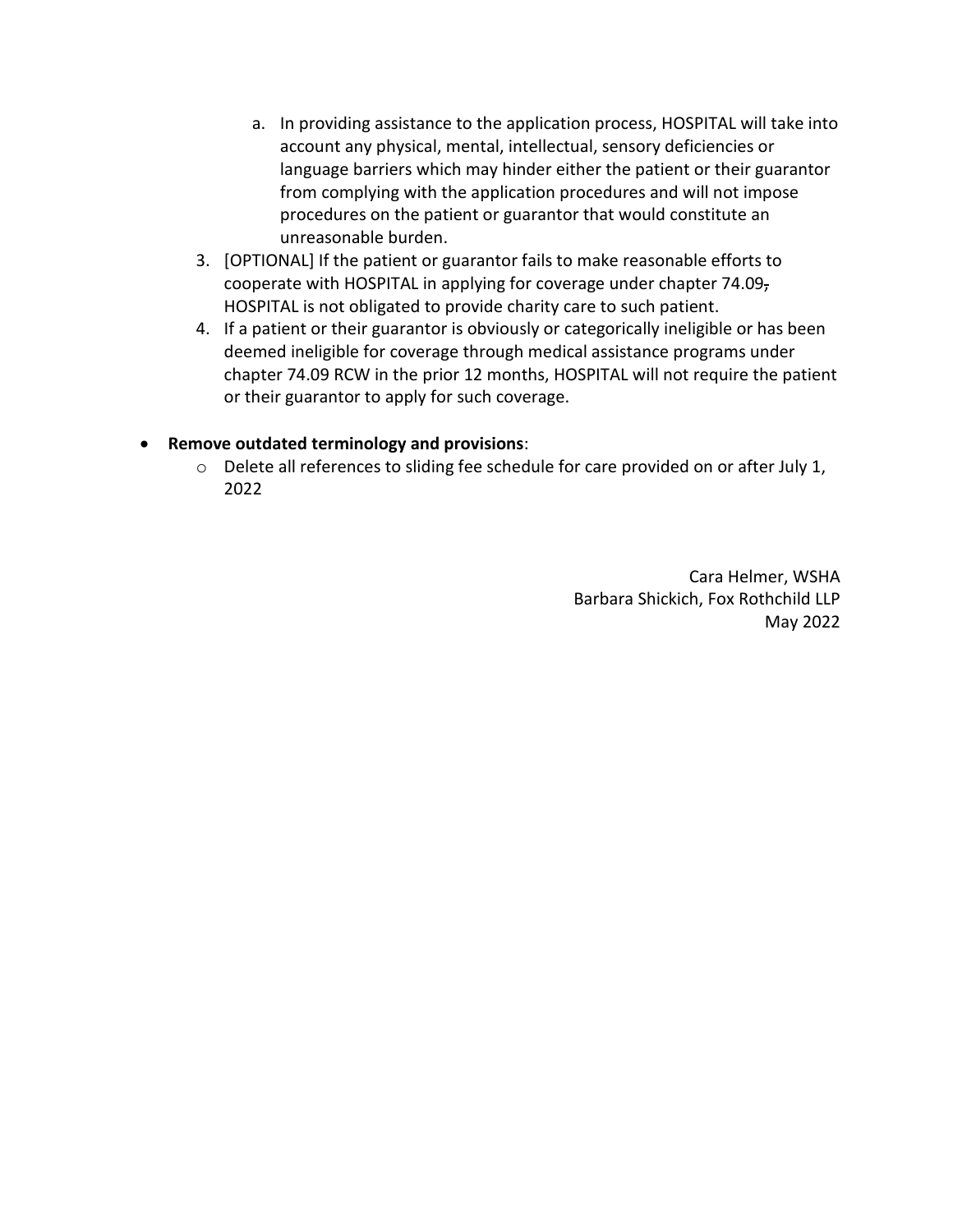a. In providing assistance to the application process, HOSPITAL will take into account any physical, mental, intellectual, sensory deficiencies or language barriers which may hinder either the patient or their guarantor from complying with the application procedures and will not impose procedures on the patient or guarantor that would constitute an unreasonable burden.

3. [OPTIONAL] If the patient or guarantor fails to make reasonable efforts to cooperate with HOSPITAL in applying for coverage under chapter 74.09~~,~~ HOSPITAL is not obligated to provide charity care to such patient.
4. If a patient or their guarantor is obviously or categorically ineligible or has been deemed ineligible for coverage through medical assistance programs under chapter 74.09 RCW in the prior 12 months, HOSPITAL will not require the patient or their guarantor to apply for such coverage.

- **Remove outdated terminology and provisions**:
  - Delete all references to sliding fee schedule for care provided on or after July 1, 2022

Cara Helmer, WSHA
Barbara Shickich, Fox Rothchild LLP
May 2022